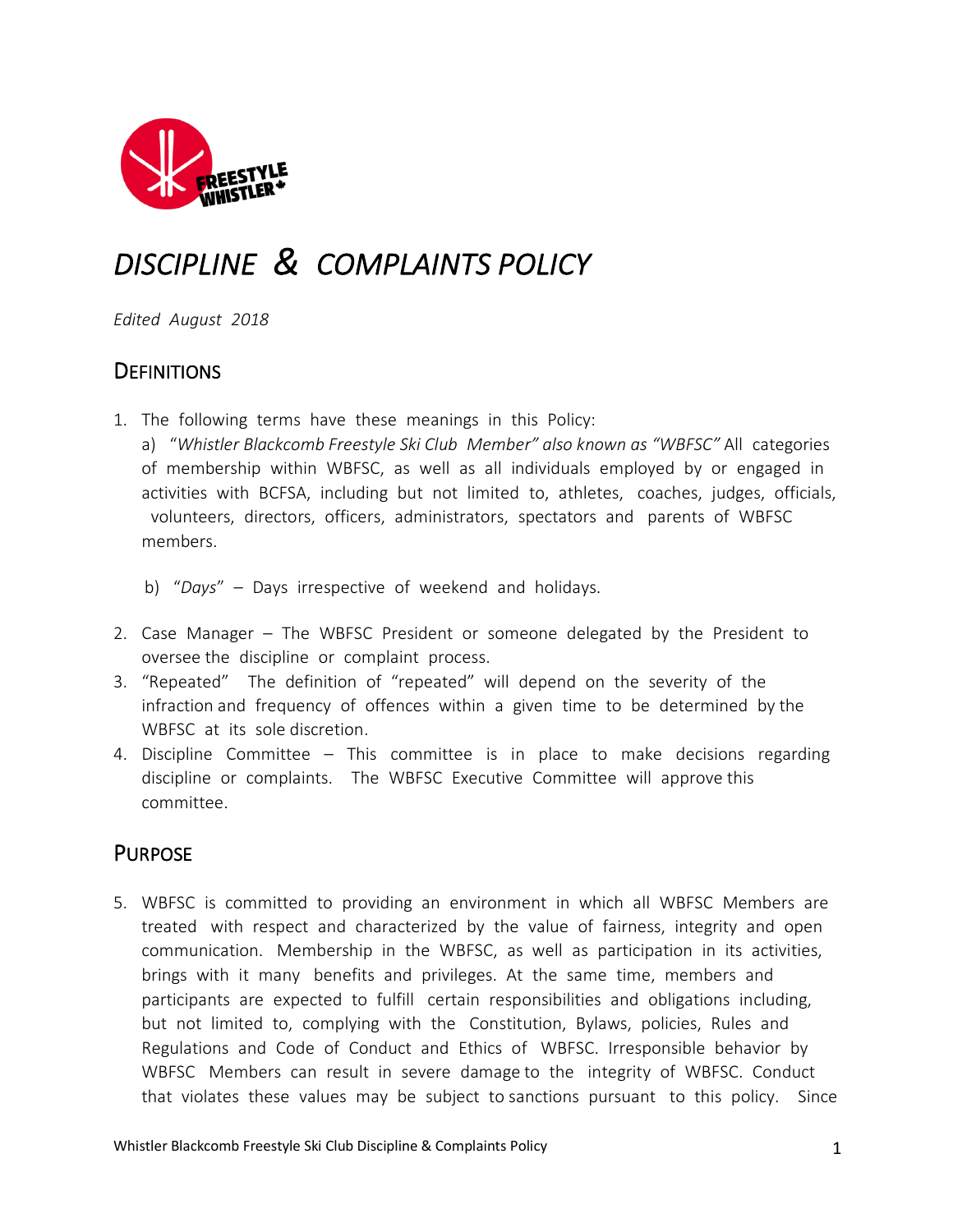# *DISCIPLINE & COMPLAINTS POLICY*

*Edited August 2018*

## DEFINITIONS

1. The following terms have these meanings in this Policy:
   a) "*Whistler Blackcomb Freestyle Ski Club Member" also known as "WBFSC"* All categories of membership within WBFSC, as well as all individuals employed by or engaged in activities with BCFSA, including but not limited to, athletes, coaches, judges, officials, volunteers, directors, officers, administrators, spectators and parents of WBFSC members.

   b) "*Days*" – Days irrespective of weekend and holidays.

2. Case Manager – The WBFSC President or someone delegated by the President to oversee the discipline or complaint process.
3. "Repeated" The definition of "repeated" will depend on the severity of the infraction and frequency of offences within a given time to be determined by the WBFSC at its sole discretion.
4. Discipline Committee – This committee is in place to make decisions regarding discipline or complaints. The WBFSC Executive Committee will approve this committee.

## PURPOSE

5. WBFSC is committed to providing an environment in which all WBFSC Members are treated with respect and characterized by the value of fairness, integrity and open communication. Membership in the WBFSC, as well as participation in its activities, brings with it many benefits and privileges. At the same time, members and participants are expected to fulfill certain responsibilities and obligations including, but not limited to, complying with the Constitution, Bylaws, policies, Rules and Regulations and Code of Conduct and Ethics of WBFSC. Irresponsible behavior by WBFSC Members can result in severe damage to the integrity of WBFSC. Conduct that violates these values may be subject to sanctions pursuant to this policy. Since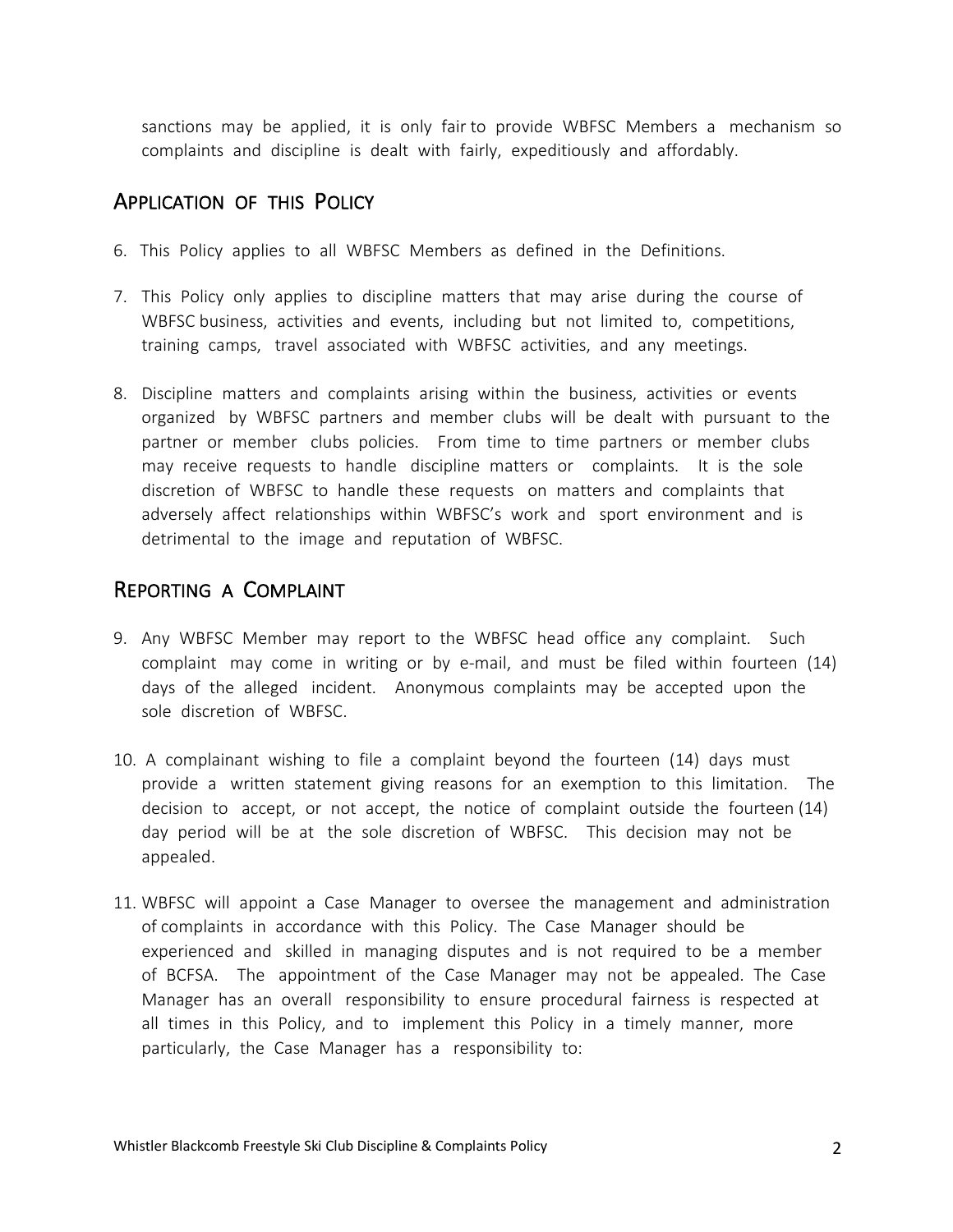sanctions may be applied, it is only fair to provide WBFSC Members a mechanism so complaints and discipline is dealt with fairly, expeditiously and affordably.

## Application of this Policy

6. This Policy applies to all WBFSC Members as defined in the Definitions.

7. This Policy only applies to discipline matters that may arise during the course of WBFSC business, activities and events, including but not limited to, competitions, training camps, travel associated with WBFSC activities, and any meetings.

8. Discipline matters and complaints arising within the business, activities or events organized by WBFSC partners and member clubs will be dealt with pursuant to the partner or member clubs policies. From time to time partners or member clubs may receive requests to handle discipline matters or complaints. It is the sole discretion of WBFSC to handle these requests on matters and complaints that adversely affect relationships within WBFSC's work and sport environment and is detrimental to the image and reputation of WBFSC.

## Reporting a Complaint

9. Any WBFSC Member may report to the WBFSC head office any complaint. Such complaint may come in writing or by e-mail, and must be filed within fourteen (14) days of the alleged incident. Anonymous complaints may be accepted upon the sole discretion of WBFSC.

10. A complainant wishing to file a complaint beyond the fourteen (14) days must provide a written statement giving reasons for an exemption to this limitation. The decision to accept, or not accept, the notice of complaint outside the fourteen (14) day period will be at the sole discretion of WBFSC. This decision may not be appealed.

11. WBFSC will appoint a Case Manager to oversee the management and administration of complaints in accordance with this Policy. The Case Manager should be experienced and skilled in managing disputes and is not required to be a member of BCFSA. The appointment of the Case Manager may not be appealed. The Case Manager has an overall responsibility to ensure procedural fairness is respected at all times in this Policy, and to implement this Policy in a timely manner, more particularly, the Case Manager has a responsibility to: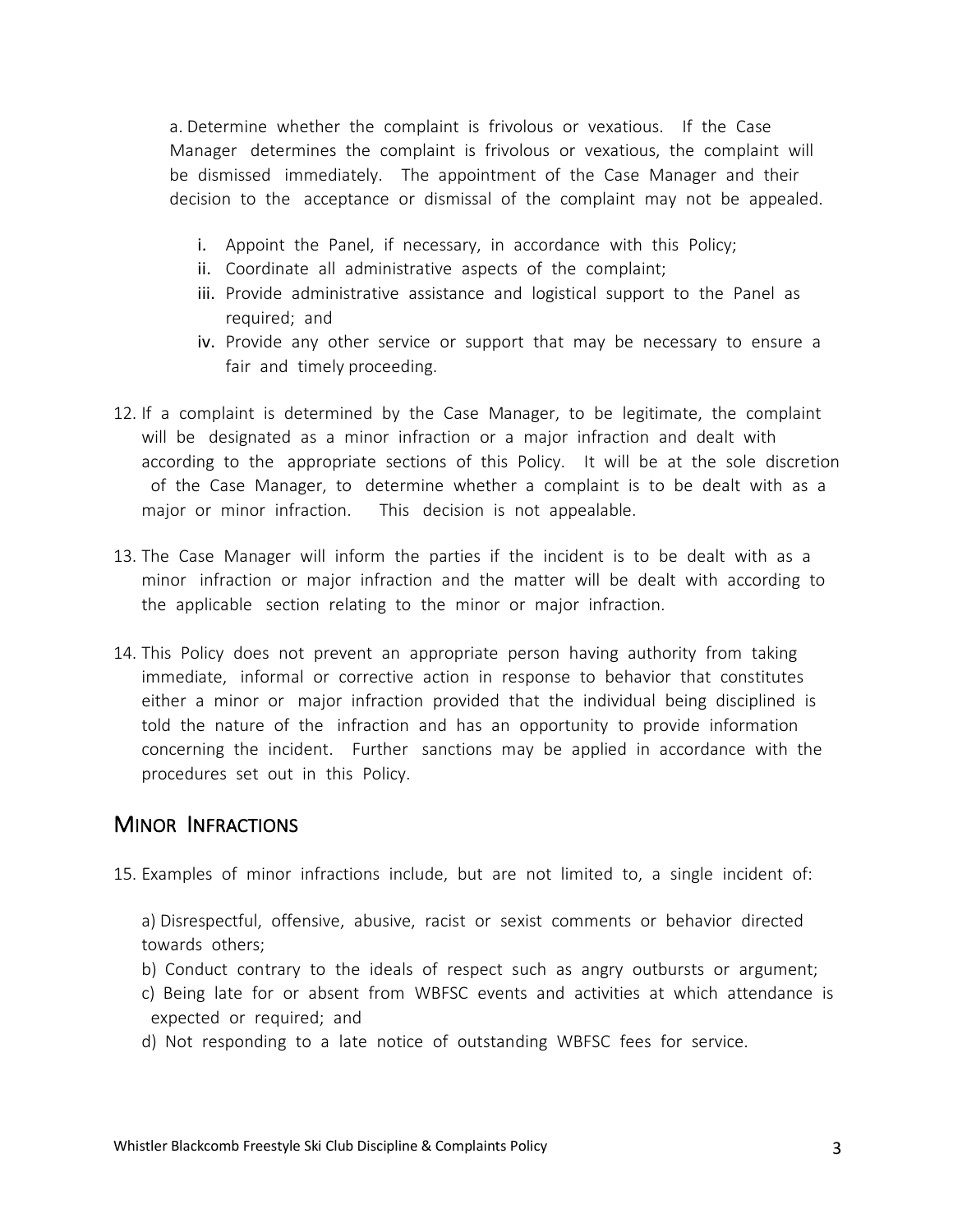a. Determine whether the complaint is frivolous or vexatious. If the Case Manager determines the complaint is frivolous or vexatious, the complaint will be dismissed immediately. The appointment of the Case Manager and their decision to the acceptance or dismissal of the complaint may not be appealed.

i. Appoint the Panel, if necessary, in accordance with this Policy;
ii. Coordinate all administrative aspects of the complaint;
iii. Provide administrative assistance and logistical support to the Panel as required; and
iv. Provide any other service or support that may be necessary to ensure a fair and timely proceeding.

12. If a complaint is determined by the Case Manager, to be legitimate, the complaint will be designated as a minor infraction or a major infraction and dealt with according to the appropriate sections of this Policy. It will be at the sole discretion of the Case Manager, to determine whether a complaint is to be dealt with as a major or minor infraction. This decision is not appealable.

13. The Case Manager will inform the parties if the incident is to be dealt with as a minor infraction or major infraction and the matter will be dealt with according to the applicable section relating to the minor or major infraction.

14. This Policy does not prevent an appropriate person having authority from taking immediate, informal or corrective action in response to behavior that constitutes either a minor or major infraction provided that the individual being disciplined is told the nature of the infraction and has an opportunity to provide information concerning the incident. Further sanctions may be applied in accordance with the procedures set out in this Policy.

## Minor Infractions

15. Examples of minor infractions include, but are not limited to, a single incident of:

a) Disrespectful, offensive, abusive, racist or sexist comments or behavior directed towards others;
b) Conduct contrary to the ideals of respect such as angry outbursts or argument;
c) Being late for or absent from WBFSC events and activities at which attendance is expected or required; and
d) Not responding to a late notice of outstanding WBFSC fees for service.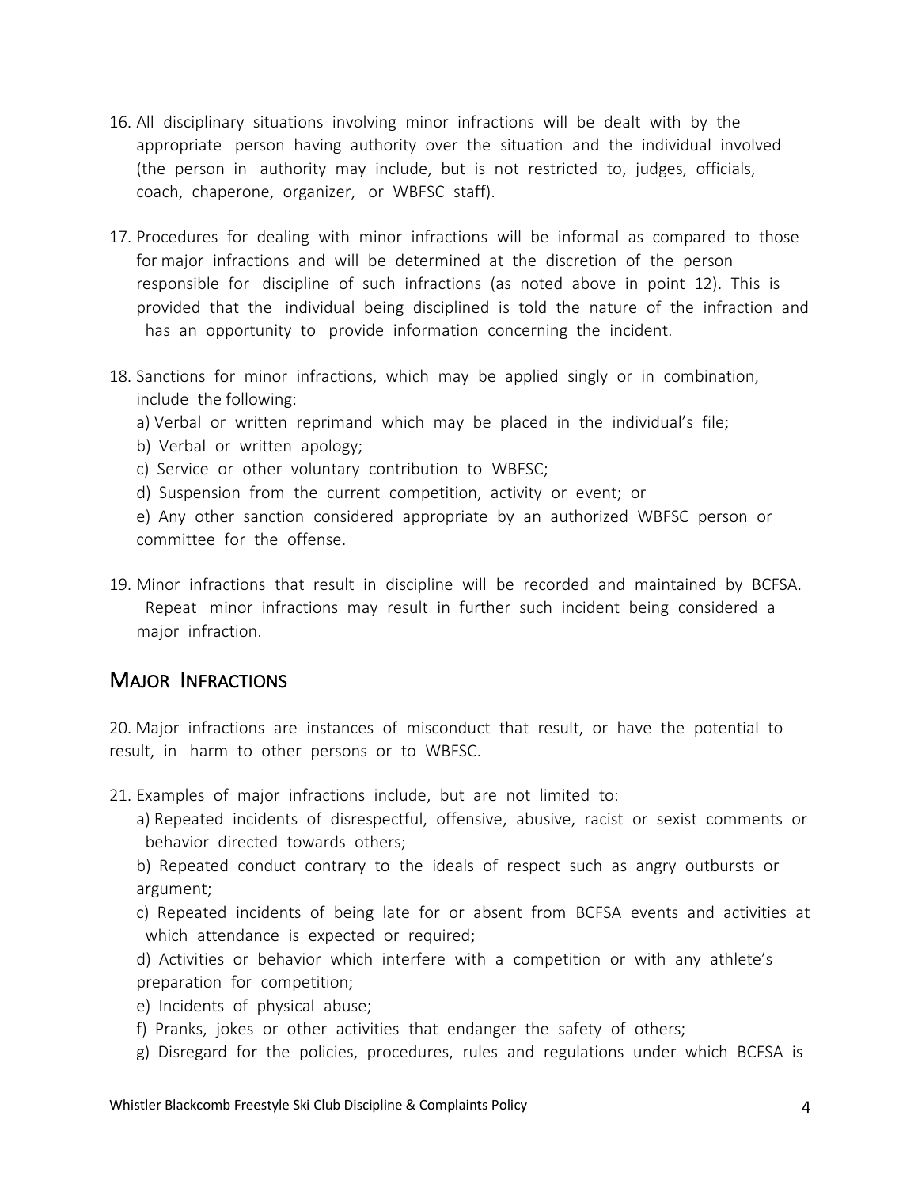16. All disciplinary situations involving minor infractions will be dealt with by the appropriate person having authority over the situation and the individual involved (the person in authority may include, but is not restricted to, judges, officials, coach, chaperone, organizer, or WBFSC staff).

17. Procedures for dealing with minor infractions will be informal as compared to those for major infractions and will be determined at the discretion of the person responsible for discipline of such infractions (as noted above in point 12). This is provided that the individual being disciplined is told the nature of the infraction and has an opportunity to provide information concerning the incident.

18. Sanctions for minor infractions, which may be applied singly or in combination, include the following:
    a) Verbal or written reprimand which may be placed in the individual's file;
    b) Verbal or written apology;
    c) Service or other voluntary contribution to WBFSC;
    d) Suspension from the current competition, activity or event; or
    e) Any other sanction considered appropriate by an authorized WBFSC person or committee for the offense.

19. Minor infractions that result in discipline will be recorded and maintained by BCFSA. Repeat minor infractions may result in further such incident being considered a major infraction.

## Major Infractions

20. Major infractions are instances of misconduct that result, or have the potential to result, in harm to other persons or to WBFSC.

21. Examples of major infractions include, but are not limited to:
    a) Repeated incidents of disrespectful, offensive, abusive, racist or sexist comments or behavior directed towards others;
    b) Repeated conduct contrary to the ideals of respect such as angry outbursts or argument;
    c) Repeated incidents of being late for or absent from BCFSA events and activities at which attendance is expected or required;
    d) Activities or behavior which interfere with a competition or with any athlete's preparation for competition;
    e) Incidents of physical abuse;
    f) Pranks, jokes or other activities that endanger the safety of others;
    g) Disregard for the policies, procedures, rules and regulations under which BCFSA is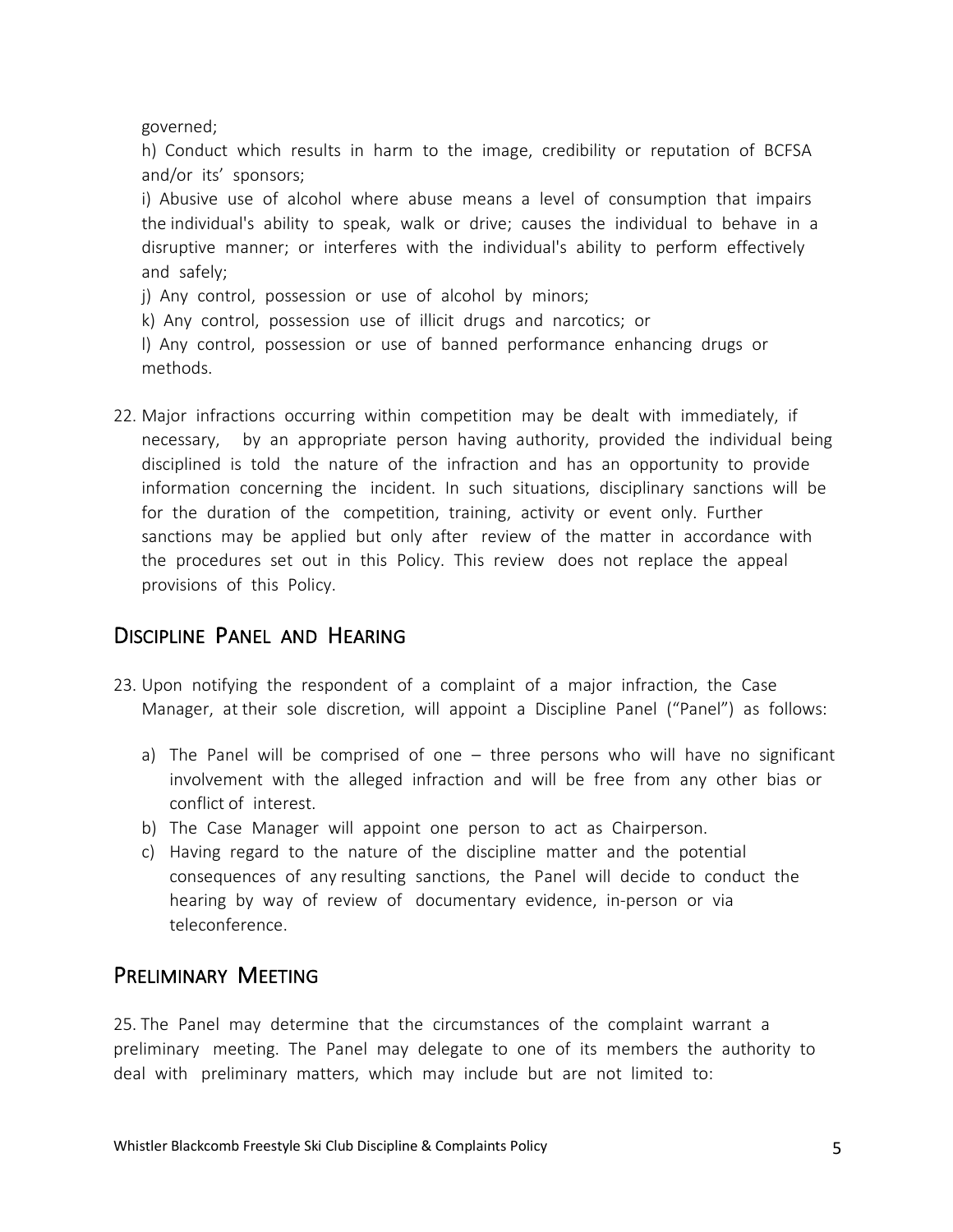governed;

h) Conduct which results in harm to the image, credibility or reputation of BCFSA and/or its' sponsors;

i) Abusive use of alcohol where abuse means a level of consumption that impairs the individual's ability to speak, walk or drive; causes the individual to behave in a disruptive manner; or interferes with the individual's ability to perform effectively and safely;

j) Any control, possession or use of alcohol by minors;

k) Any control, possession use of illicit drugs and narcotics; or

l) Any control, possession or use of banned performance enhancing drugs or methods.

22. Major infractions occurring within competition may be dealt with immediately, if necessary, by an appropriate person having authority, provided the individual being disciplined is told the nature of the infraction and has an opportunity to provide information concerning the incident. In such situations, disciplinary sanctions will be for the duration of the competition, training, activity or event only. Further sanctions may be applied but only after review of the matter in accordance with the procedures set out in this Policy. This review does not replace the appeal provisions of this Policy.

## Discipline Panel and Hearing

23. Upon notifying the respondent of a complaint of a major infraction, the Case Manager, at their sole discretion, will appoint a Discipline Panel ("Panel") as follows:

    a) The Panel will be comprised of one – three persons who will have no significant involvement with the alleged infraction and will be free from any other bias or conflict of interest.
    b) The Case Manager will appoint one person to act as Chairperson.
    c) Having regard to the nature of the discipline matter and the potential consequences of any resulting sanctions, the Panel will decide to conduct the hearing by way of review of documentary evidence, in-person or via teleconference.

## Preliminary Meeting

25. The Panel may determine that the circumstances of the complaint warrant a preliminary meeting. The Panel may delegate to one of its members the authority to deal with preliminary matters, which may include but are not limited to: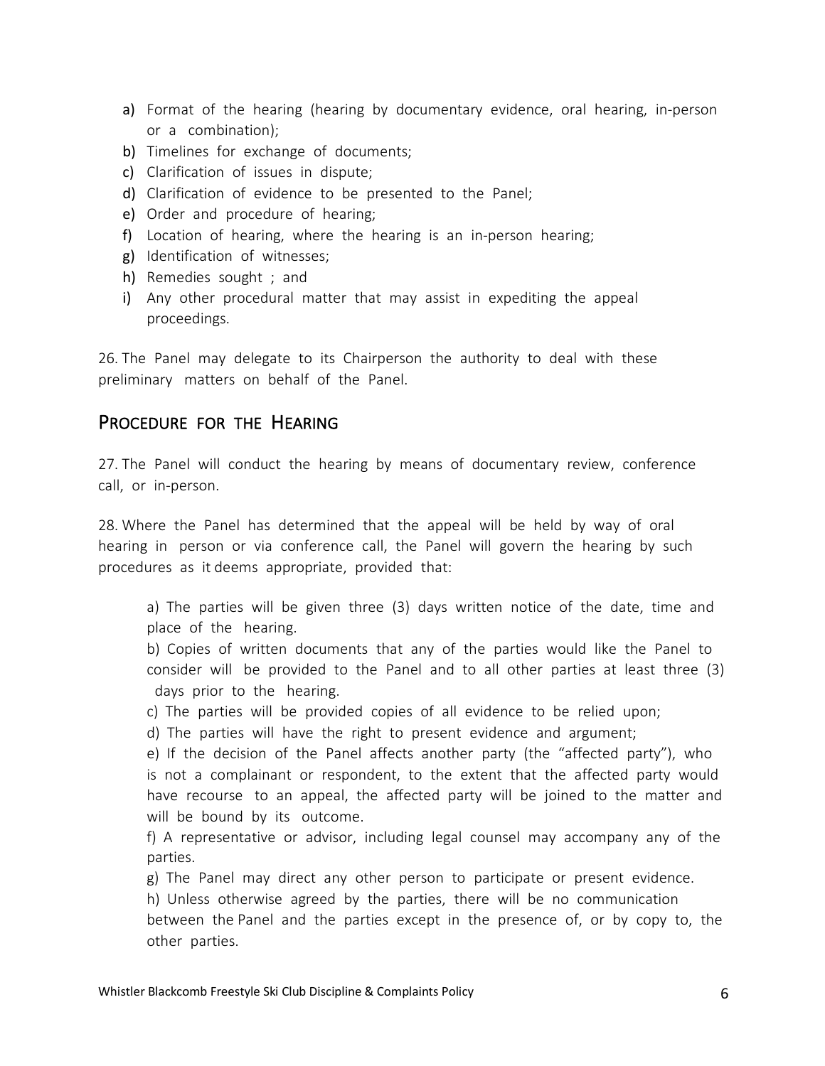a) Format of the hearing (hearing by documentary evidence, oral hearing, in-person or a combination);
b) Timelines for exchange of documents;
c) Clarification of issues in dispute;
d) Clarification of evidence to be presented to the Panel;
e) Order and procedure of hearing;
f) Location of hearing, where the hearing is an in-person hearing;
g) Identification of witnesses;
h) Remedies sought ; and
i) Any other procedural matter that may assist in expediting the appeal proceedings.

26. The Panel may delegate to its Chairperson the authority to deal with these preliminary matters on behalf of the Panel.

## Procedure for the Hearing

27. The Panel will conduct the hearing by means of documentary review, conference call, or in-person.

28. Where the Panel has determined that the appeal will be held by way of oral hearing in person or via conference call, the Panel will govern the hearing by such procedures as it deems appropriate, provided that:

a) The parties will be given three (3) days written notice of the date, time and place of the hearing.
b) Copies of written documents that any of the parties would like the Panel to consider will be provided to the Panel and to all other parties at least three (3) days prior to the hearing.
c) The parties will be provided copies of all evidence to be relied upon;
d) The parties will have the right to present evidence and argument;
e) If the decision of the Panel affects another party (the "affected party"), who is not a complainant or respondent, to the extent that the affected party would have recourse to an appeal, the affected party will be joined to the matter and will be bound by its outcome.
f) A representative or advisor, including legal counsel may accompany any of the parties.
g) The Panel may direct any other person to participate or present evidence.
h) Unless otherwise agreed by the parties, there will be no communication between the Panel and the parties except in the presence of, or by copy to, the other parties.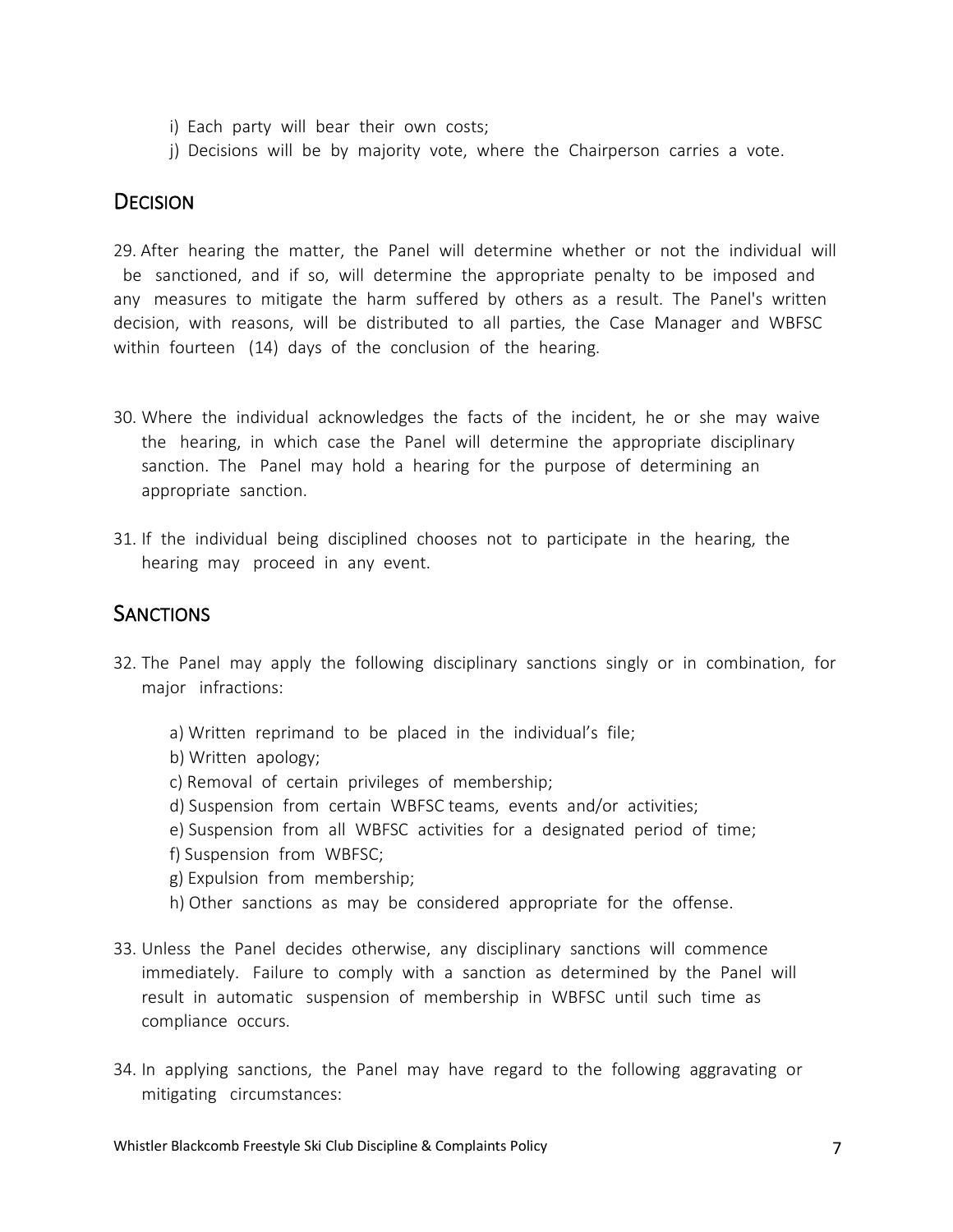i) Each party will bear their own costs;

j) Decisions will be by majority vote, where the Chairperson carries a vote.

## Decision

29. After hearing the matter, the Panel will determine whether or not the individual will be sanctioned, and if so, will determine the appropriate penalty to be imposed and any measures to mitigate the harm suffered by others as a result. The Panel's written decision, with reasons, will be distributed to all parties, the Case Manager and WBFSC within fourteen (14) days of the conclusion of the hearing.

30. Where the individual acknowledges the facts of the incident, he or she may waive the hearing, in which case the Panel will determine the appropriate disciplinary sanction. The Panel may hold a hearing for the purpose of determining an appropriate sanction.

31. If the individual being disciplined chooses not to participate in the hearing, the hearing may proceed in any event.

## Sanctions

32. The Panel may apply the following disciplinary sanctions singly or in combination, for major infractions:

    a) Written reprimand to be placed in the individual's file;
    b) Written apology;
    c) Removal of certain privileges of membership;
    d) Suspension from certain WBFSC teams, events and/or activities;
    e) Suspension from all WBFSC activities for a designated period of time;
    f) Suspension from WBFSC;
    g) Expulsion from membership;
    h) Other sanctions as may be considered appropriate for the offense.

33. Unless the Panel decides otherwise, any disciplinary sanctions will commence immediately. Failure to comply with a sanction as determined by the Panel will result in automatic suspension of membership in WBFSC until such time as compliance occurs.

34. In applying sanctions, the Panel may have regard to the following aggravating or mitigating circumstances: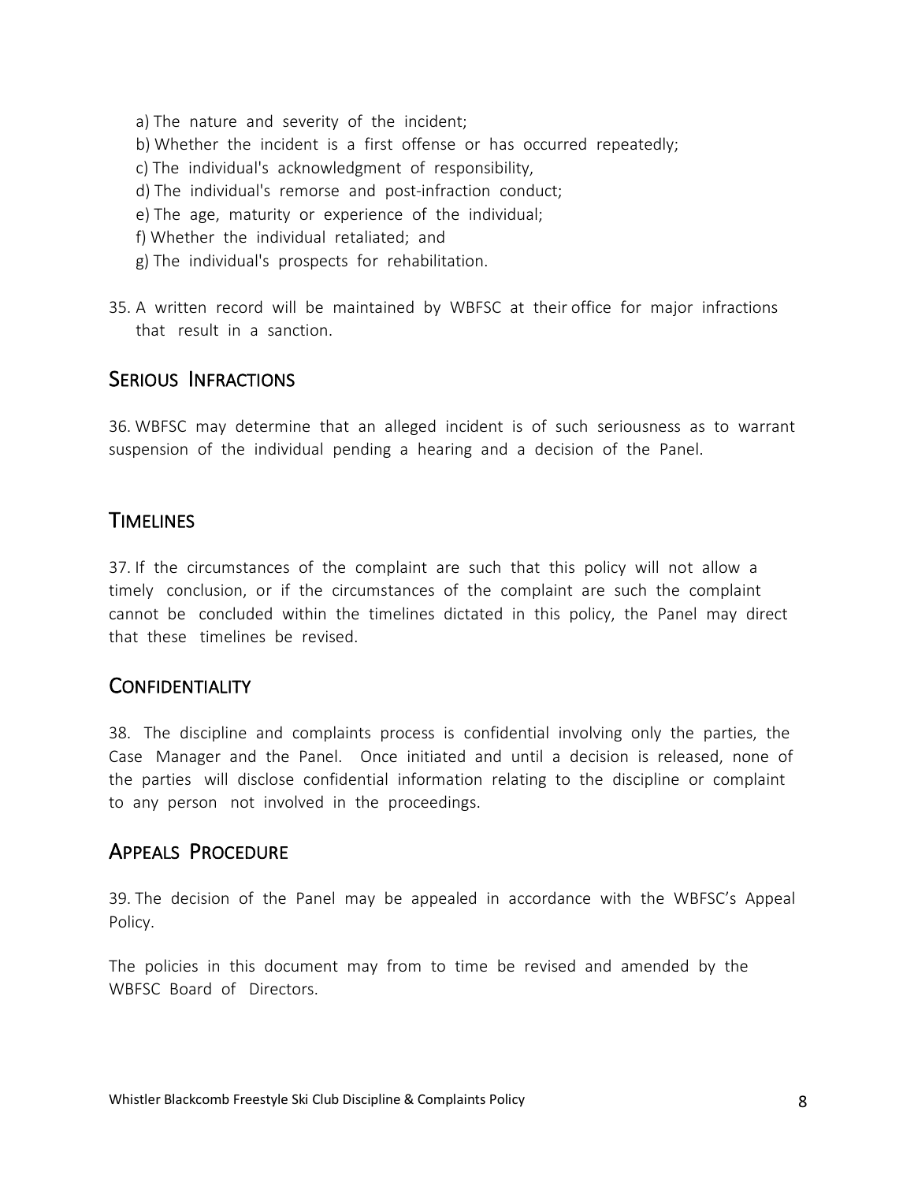a) The nature and severity of the incident;
b) Whether the incident is a first offense or has occurred repeatedly;
c) The individual's acknowledgment of responsibility,
d) The individual's remorse and post-infraction conduct;
e) The age, maturity or experience of the individual;
f) Whether the individual retaliated; and
g) The individual's prospects for rehabilitation.

35. A written record will be maintained by WBFSC at their office for major infractions that result in a sanction.

## Serious Infractions

36. WBFSC may determine that an alleged incident is of such seriousness as to warrant suspension of the individual pending a hearing and a decision of the Panel.

## Timelines

37. If the circumstances of the complaint are such that this policy will not allow a timely conclusion, or if the circumstances of the complaint are such the complaint cannot be concluded within the timelines dictated in this policy, the Panel may direct that these timelines be revised.

## Confidentiality

38. The discipline and complaints process is confidential involving only the parties, the Case Manager and the Panel. Once initiated and until a decision is released, none of the parties will disclose confidential information relating to the discipline or complaint to any person not involved in the proceedings.

## Appeals Procedure

39. The decision of the Panel may be appealed in accordance with the WBFSC's Appeal Policy.

The policies in this document may from to time be revised and amended by the WBFSC Board of Directors.